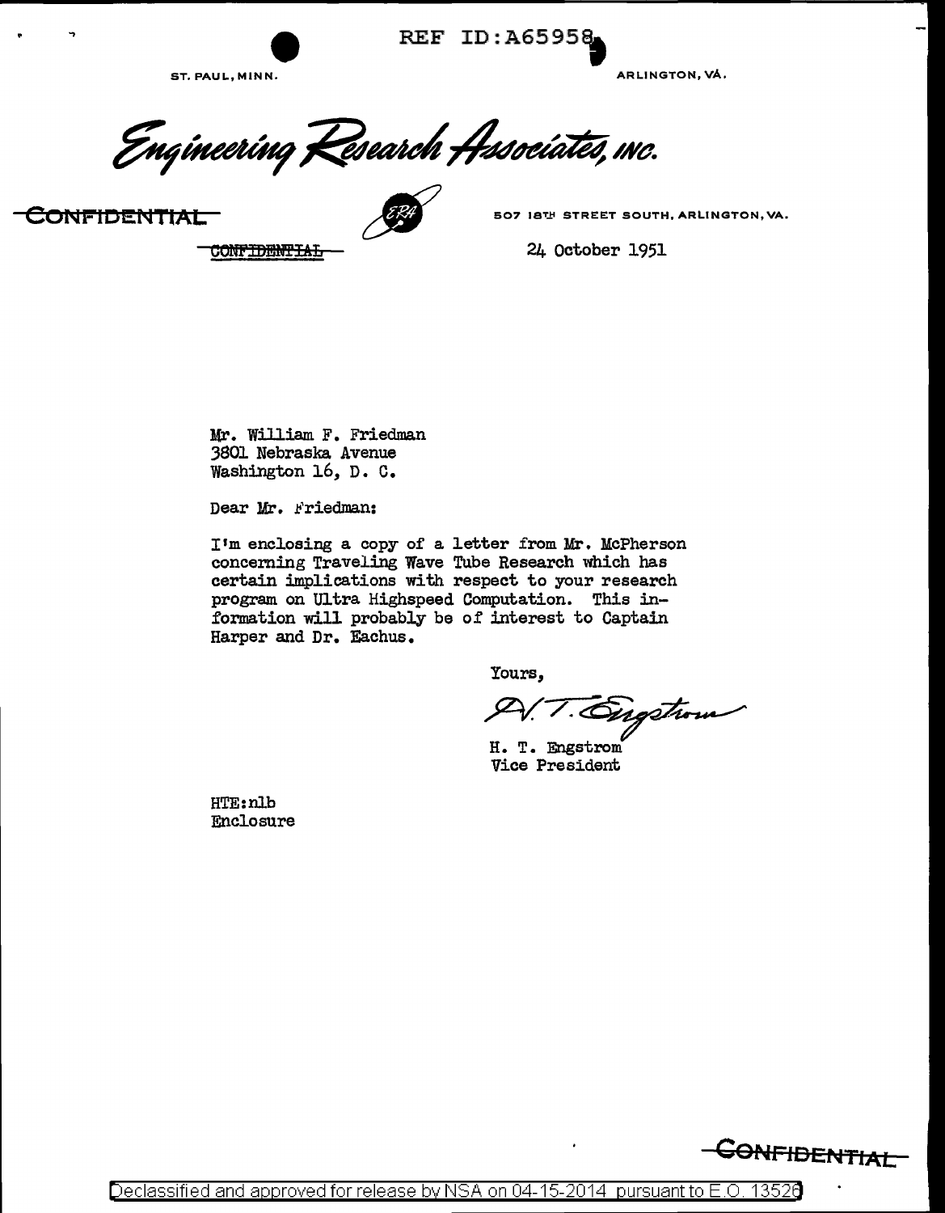REF ID:A65958

ST. PAUL, MINN. ARLINGTON, VA.

# Engineering Research Associates, INC.

~~CONFIDENTIAL~~

~~CONFIDENTIAL~~

507 18TH STREET SOUTH, ARLINGTON, VA.

24 October 1951

Mr. William F. Friedman
3801 Nebraska Avenue
Washington 16, D. C.

Dear Mr. Friedman:

I'm enclosing a copy of a letter from Mr. McPherson concerning Traveling Wave Tube Research which has certain implications with respect to your research program on Ultra Highspeed Computation. This information will probably be of interest to Captain Harper and Dr. Eachus.

Yours,

H. T. Engstrom

H. T. Engstrom
Vice President

HTE:nlb
Enclosure

~~CONFIDENTIAL~~

Declassified and approved for release by NSA on 04-15-2014 pursuant to E.O. 13526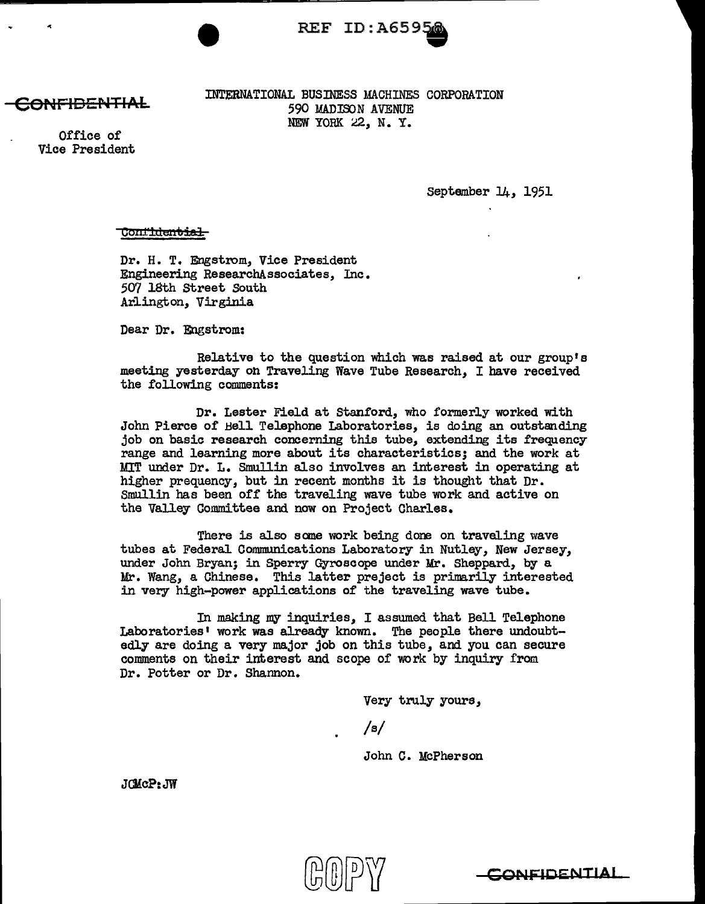REF ID:A65958

~~CONFIDENTIAL~~

INTERNATIONAL BUSINESS MACHINES CORPORATION
590 MADISON AVENUE
NEW YORK 22, N. Y.

Office of
Vice President

September 14, 1951

~~Confidential~~

Dr. H. T. Engstrom, Vice President
Engineering ResearchAssociates, Inc.
507 18th Street South
Arlington, Virginia

Dear Dr. Engstrom:

Relative to the question which was raised at our group's meeting yesterday on Traveling Wave Tube Research, I have received the following comments:

Dr. Lester Field at Stanford, who formerly worked with John Pierce of Bell Telephone Laboratories, is doing an outstanding job on basic research concerning this tube, extending its frequency range and learning more about its characteristics; and the work at MIT under Dr. L. Smullin also involves an interest in operating at higher prequency, but in recent months it is thought that Dr. Smullin has been off the traveling wave tube work and active on the Valley Committee and now on Project Charles.

There is also some work being done on traveling wave tubes at Federal Communications Laboratory in Nutley, New Jersey, under John Bryan; in Sperry Gyroscope under Mr. Sheppard, by a Mr. Wang, a Chinese. This latter preject is primarily interested in very high-power applications of the traveling wave tube.

In making my inquiries, I assumed that Bell Telephone Laboratories' work was already known. The people there undoubtedly are doing a very major job on this tube, and you can secure comments on their interest and scope of work by inquiry from Dr. Potter or Dr. Shannon.

Very truly yours,

/s/

John C. McPherson

JCMcP:JW

COPY

~~CONFIDENTIAL~~